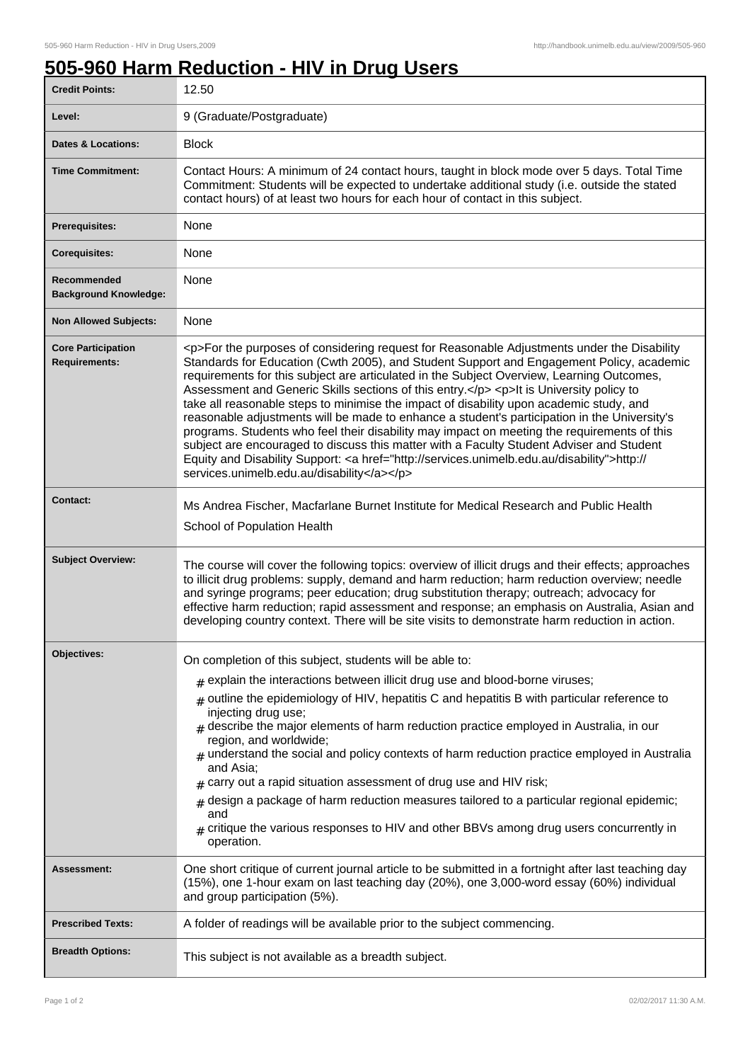# 505-960 Harm Reduction - HIV in Drug Users

| | |
|---|---|
| **Credit Points:** | 12.50 |
| **Level:** | 9 (Graduate/Postgraduate) |
| **Dates & Locations:** | Block |
| **Time Commitment:** | Contact Hours: A minimum of 24 contact hours, taught in block mode over 5 days. Total Time Commitment: Students will be expected to undertake additional study (i.e. outside the stated contact hours) of at least two hours for each hour of contact in this subject. |
| **Prerequisites:** | None |
| **Corequisites:** | None |
| **Recommended Background Knowledge:** | None |
| **Non Allowed Subjects:** | None |
| **Core Participation Requirements:** | <p>For the purposes of considering request for Reasonable Adjustments under the Disability Standards for Education (Cwth 2005), and Student Support and Engagement Policy, academic requirements for this subject are articulated in the Subject Overview, Learning Outcomes, Assessment and Generic Skills sections of this entry.</p> <p>It is University policy to take all reasonable steps to minimise the impact of disability upon academic study, and reasonable adjustments will be made to enhance a student's participation in the University's programs. Students who feel their disability may impact on meeting the requirements of this subject are encouraged to discuss this matter with a Faculty Student Adviser and Student Equity and Disability Support: <a href="http://services.unimelb.edu.au/disability">http://services.unimelb.edu.au/disability</a></p> |
| **Contact:** | Ms Andrea Fischer, Macfarlane Burnet Institute for Medical Research and Public Health<br>School of Population Health |
| **Subject Overview:** | The course will cover the following topics: overview of illicit drugs and their effects; approaches to illicit drug problems: supply, demand and harm reduction; harm reduction overview; needle and syringe programs; peer education; drug substitution therapy; outreach; advocacy for effective harm reduction; rapid assessment and response; an emphasis on Australia, Asian and developing country context. There will be site visits to demonstrate harm reduction in action. |
| **Objectives:** | On completion of this subject, students will be able to:<br># explain the interactions between illicit drug use and blood-borne viruses;<br># outline the epidemiology of HIV, hepatitis C and hepatitis B with particular reference to injecting drug use;<br># describe the major elements of harm reduction practice employed in Australia, in our region, and worldwide;<br># understand the social and policy contexts of harm reduction practice employed in Australia and Asia;<br># carry out a rapid situation assessment of drug use and HIV risk;<br># design a package of harm reduction measures tailored to a particular regional epidemic; and<br># critique the various responses to HIV and other BBVs among drug users concurrently in operation. |
| **Assessment:** | One short critique of current journal article to be submitted in a fortnight after last teaching day (15%), one 1-hour exam on last teaching day (20%), one 3,000-word essay (60%) individual and group participation (5%). |
| **Prescribed Texts:** | A folder of readings will be available prior to the subject commencing. |
| **Breadth Options:** | This subject is not available as a breadth subject. |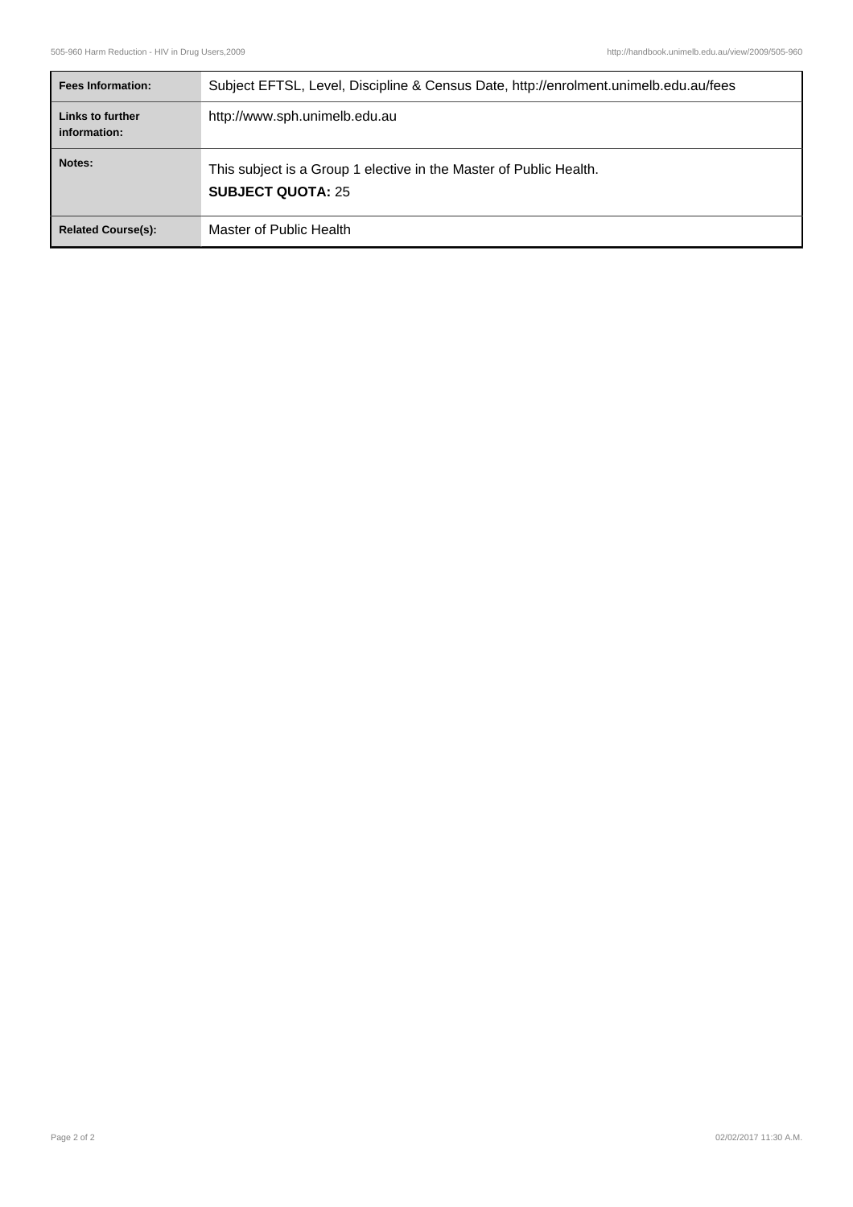| | |
|---|---|
| **Fees Information:** | Subject EFTSL, Level, Discipline & Census Date, http://enrolment.unimelb.edu.au/fees |
| **Links to further information:** | http://www.sph.unimelb.edu.au |
| **Notes:** | This subject is a Group 1 elective in the Master of Public Health.<br>**SUBJECT QUOTA:** 25 |
| **Related Course(s):** | Master of Public Health |